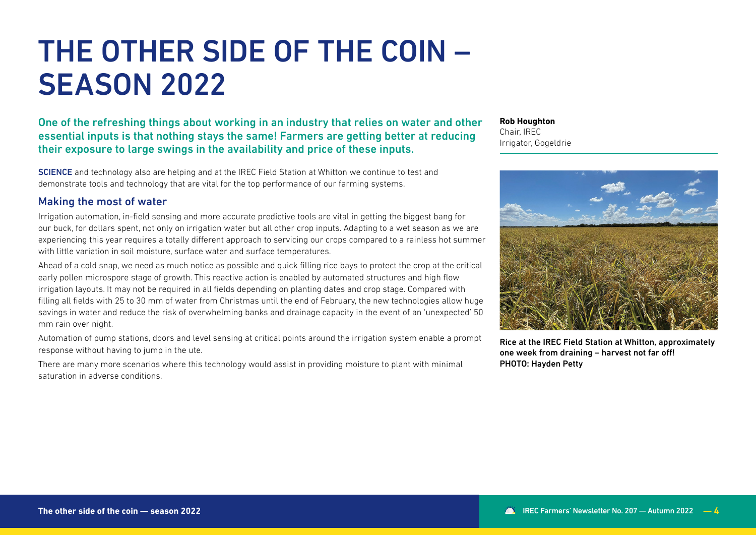# THE OTHER SIDE OF THE COIN – SEASON 2022

**Rob Houghton**
Chair, IREC
Irrigator, Gogeldrie

One of the refreshing things about working in an industry that relies on water and other essential inputs is that nothing stays the same! Farmers are getting better at reducing their exposure to large swings in the availability and price of these inputs.

SCIENCE and technology also are helping and at the IREC Field Station at Whitton we continue to test and demonstrate tools and technology that are vital for the top performance of our farming systems.

## Making the most of water

Irrigation automation, in-field sensing and more accurate predictive tools are vital in getting the biggest bang for our buck, for dollars spent, not only on irrigation water but all other crop inputs. Adapting to a wet season as we are experiencing this year requires a totally different approach to servicing our crops compared to a rainless hot summer with little variation in soil moisture, surface water and surface temperatures.

Ahead of a cold snap, we need as much notice as possible and quick filling rice bays to protect the crop at the critical early pollen microspore stage of growth. This reactive action is enabled by automated structures and high flow irrigation layouts. It may not be required in all fields depending on planting dates and crop stage. Compared with filling all fields with 25 to 30 mm of water from Christmas until the end of February, the new technologies allow huge savings in water and reduce the risk of overwhelming banks and drainage capacity in the event of an 'unexpected' 50 mm rain over night.

Automation of pump stations, doors and level sensing at critical points around the irrigation system enable a prompt response without having to jump in the ute.

There are many more scenarios where this technology would assist in providing moisture to plant with minimal saturation in adverse conditions.

Rice at the IREC Field Station at Whitton, approximately one week from draining – harvest not far off!
PHOTO: Hayden Petty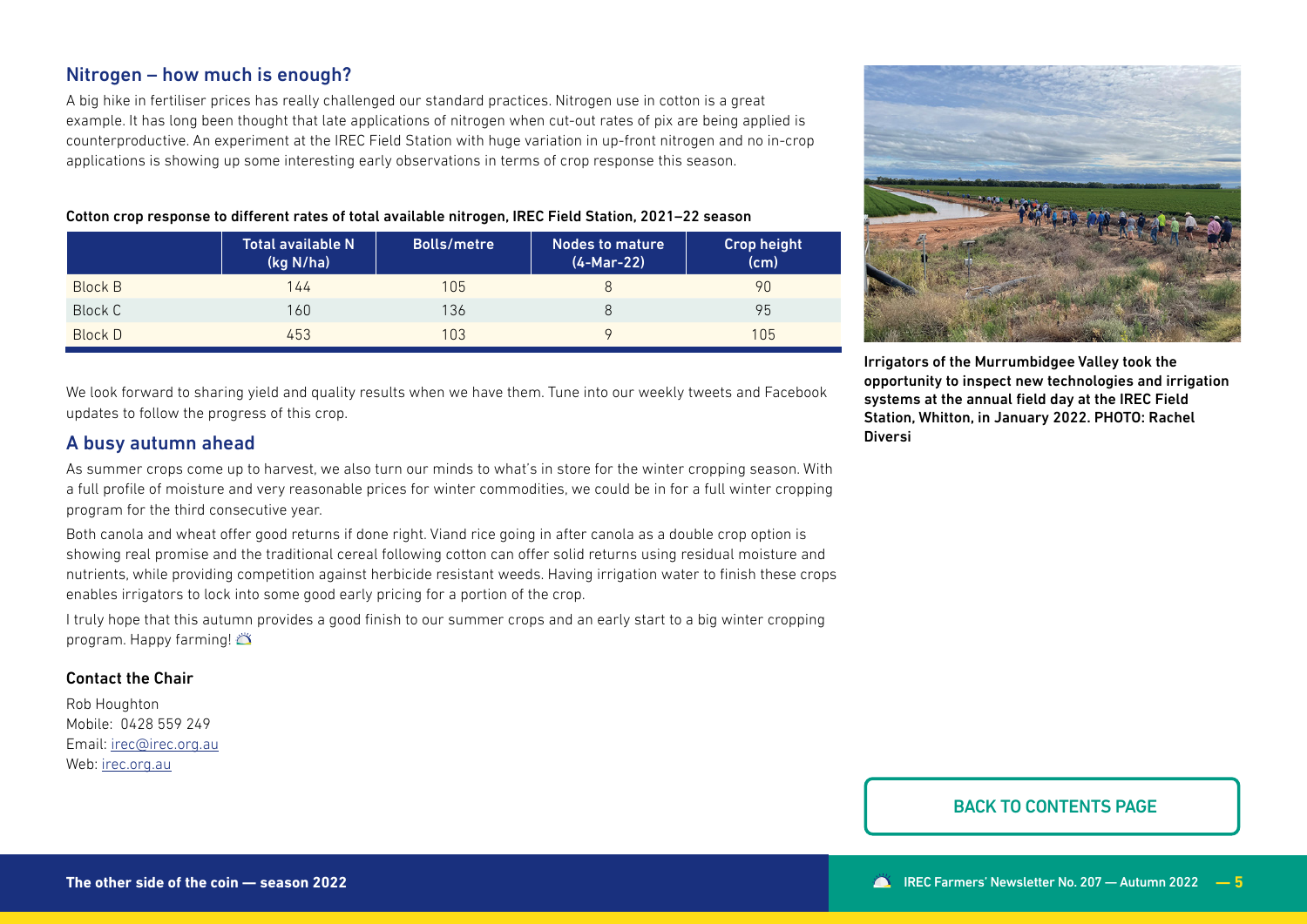## Nitrogen – how much is enough?

A big hike in fertiliser prices has really challenged our standard practices. Nitrogen use in cotton is a great example. It has long been thought that late applications of nitrogen when cut-out rates of pix are being applied is counterproductive. An experiment at the IREC Field Station with huge variation in up-front nitrogen and no in-crop applications is showing up some interesting early observations in terms of crop response this season.

**Cotton crop response to different rates of total available nitrogen, IREC Field Station, 2021–22 season**

| | Total available N (kg N/ha) | Bolls/metre | Nodes to mature (4-Mar-22) | Crop height (cm) |
|---|---|---|---|---|
| Block B | 144 | 105 | 8 | 90 |
| Block C | 160 | 136 | 8 | 95 |
| Block D | 453 | 103 | 9 | 105 |

We look forward to sharing yield and quality results when we have them. Tune into our weekly tweets and Facebook updates to follow the progress of this crop.

## A busy autumn ahead

As summer crops come up to harvest, we also turn our minds to what's in store for the winter cropping season. With a full profile of moisture and very reasonable prices for winter commodities, we could be in for a full winter cropping program for the third consecutive year.

Both canola and wheat offer good returns if done right. Viand rice going in after canola as a double crop option is showing real promise and the traditional cereal following cotton can offer solid returns using residual moisture and nutrients, while providing competition against herbicide resistant weeds. Having irrigation water to finish these crops enables irrigators to lock into some good early pricing for a portion of the crop.

I truly hope that this autumn provides a good finish to our summer crops and an early start to a big winter cropping program. Happy farming!

### Contact the Chair

Rob Houghton
Mobile: 0428 559 249
Email: irec@irec.org.au
Web: irec.org.au

**Irrigators of the Murrumbidgee Valley took the opportunity to inspect new technologies and irrigation systems at the annual field day at the IREC Field Station, Whitton, in January 2022. PHOTO: Rachel Diversi**

BACK TO CONTENTS PAGE